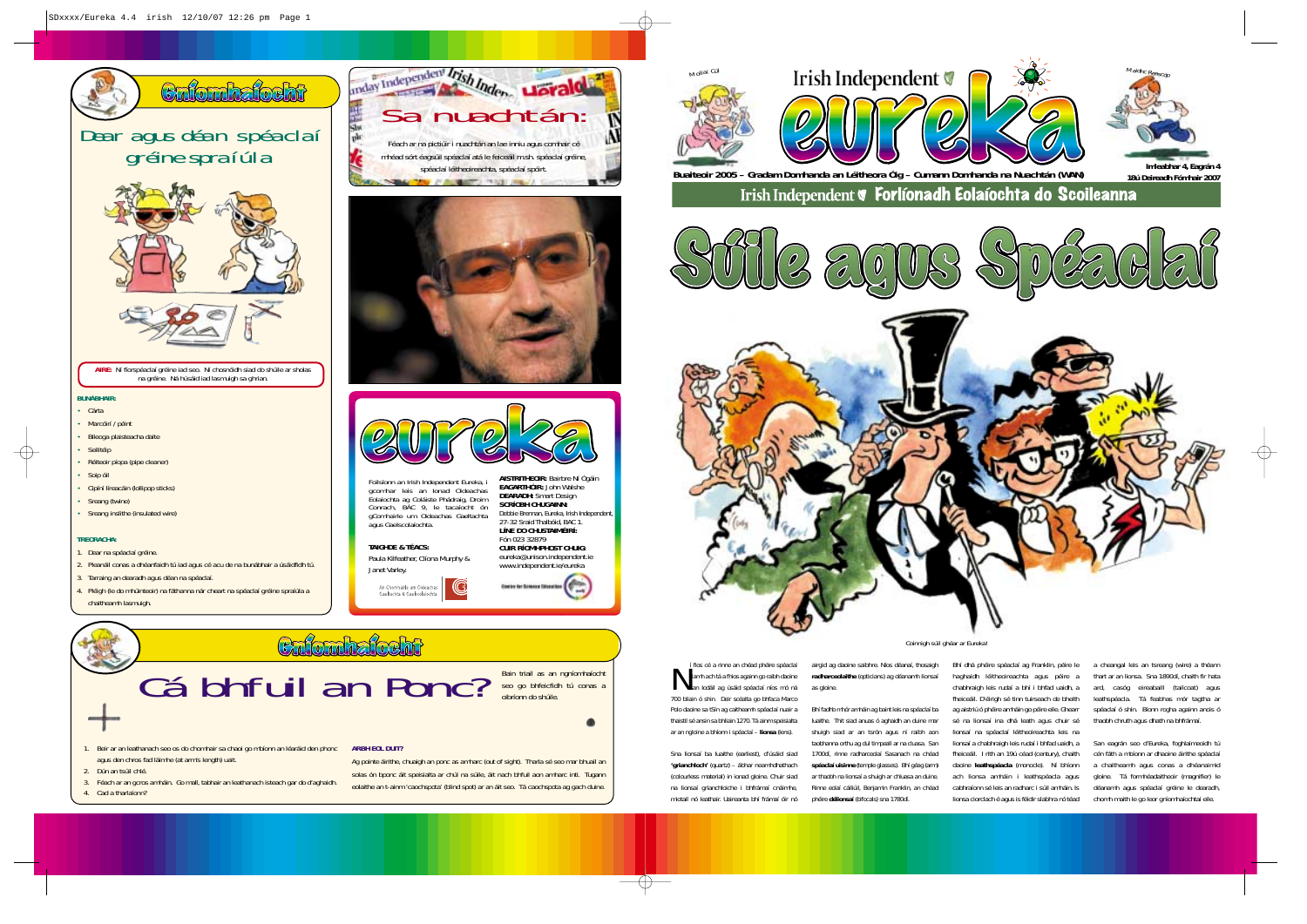# Irish Independent eureka

Buaiteoir 2005 – Gradam Domhanda an Léitheora Óig – Cumann Domhanda na Nuachtán (WAN)

Imleabhar 4, Eagrán 4
18ú Deireadh Fómhair 2007

Irish Independent Forlíonadh Eolaíochta do Scoileanna

# Súile agus Spéaclaí

Coimhigh súil ghéar ar Eureka!

Ní fios cé a rinne an chéad phéire spéaclaí riamh ach tá a fhios againn go raibh daoine ag úsáid spéaclaí níos mó ná 700 bliain ó shin. Deir scéalta go bhfaca Marco Polo daoine sa tSín ag caitheamh spéaclaí nuair a thaistil sé ansin sa bhliain 1270. Tá ainm speisialta ar an ngloine a bhíonn i spéaclaí – **lionsa** (lens).

Sna lionsaí ba luaithe (earliest), d'úsáid siad '**grianchloch**' (quartz) – ábhar neamhdhathach (colourless material) in ionad gloine. Chuir siad na lionsaí grianchloiche i bhfrámaí cnáimhe, miotail nó leathair. Uaireanta bhí frámaí ór nó airgid ag daoine saibhre. Níos déanaí, thosaigh **radharceolaithe** (opticians) ag déanamh lionsaí as gloine.

Bhí fadhb mhór amháin ag baint leis na spéaclaí ba luaithe. Thit siad anuas ó aghaidh an duine mar shuigh siad ar an tsrón agus ní raibh aon taobhanna orthu ag dul timpeall ar na cluasa. San 1700idí, rinne radharceolaí Sasanach na chéad **spéaclaí uisinne** (temple glasses). Bhí géag (arm) ar thaobh na lionsaí a shuigh ar chluasa an duine. Rinne eolaí cáiliúil, Benjamin Franklin, an chéad phéire **défhócas** (bifocals) sna 1780idí.

Bhí dhá phéire spéaclaí ag Franklin, péire le haghaidh léitheoireachta agus péire a chabhraigh leis rudaí a bhí i bhfad uaidh, a fheiceáil. D'éirigh sé tinn tuirseach de bheith ag aistriú ó phéire amháin go péire eile. Ghearr sé na lionsaí ina dhá leath agus chuir sé lionsaí na spéaclaí léitheoireachta leis na lionsaí a chabhraigh leis rudaí i bhfad uaidh, a fheiceáil. I rith an 19ú céad (century), chaith daoine **leathspéacla** (monocle). Ní bhíonn ach lionsa amháin i leathspéacla agus caitheann sé leis an radharc i súil amháin. Is lionsa ciorclach é agus is féidir slabhra nó téad a cheangal leis an tsreang (wire) a théann thart ar an lionsa. Sna 1890idí, chaith fir hata ard, casóg eireaballl (tailcoat) agus leathspéacla. Tá fleabhas mór tagtha ar spéaclaí ó shin. Bíonn rogha againn anois ó thaobh chruth agus dhath na bhfrámaí.

San eagrán seo d'Eureka, foghlaimeoidh tú cén fáth a mbíonn ar dhaoine áirithe spéaclaí a chaitheamh agus conas a dhéanaimid gloine. Tá formhéadaitheoir (magnifier) le déanamh agus spéaclaí gréine le dearadh, chomh maith le go leor gníomhaíochtaí eile.

## Gníomhaíocht

### Dear agus déan spéaclaí gréine spraíúla

**AIRE:** Ní fíorspéaclaí gréine iad seo. Ní chosnóidh siad do shúile ar sholas na gréine. Ná húsáid iad lasmuigh sa ghrian.

**BUNÁBHAIR:**

- Cárta
- Marcóirí / péint
- Bileoga plaisteacha daite
- Seilitéip
- Réiteoir píopa (pipe cleaner)
- Sópi óil
- Cipíní líreacáin (lollipop sticks)
- Sreang (twine)
- Sreang inslithe (insulated wire)

**TREORACHA:**

1. Dear na spéaclaí gréine.
2. Pleanáil conas a dhéanfaidh tú iad agus cé acu de na bunábhair a úsáidfidh tú.
3. Tarraing an dearadh agus déan na spéaclaí.
4. Pléigh (le do mhúinteoir) na fáthanna nár cheart na spéaclaí gréine spraíúla a chaitheamh lasmuigh.

## Sa nuachtán:

Féach ar na pictiúir i nuachtán an lae inniu agus comhair cé mhéad sórt éagsúil spéaclaí atá le feiceáil m.sh. spéaclaí gréine, spéaclaí léitheoireachta, spéaclaí spóirt.

# eureka

Foilsíonn an Irish Independent Eureka, i gcomhar leis an Ionad Oideachas Eolaíochta ag Coláiste Phádraig, Droim Conrach, BÁC 9, le tacaíocht ón gComhairle um Oideachas Gaeltachta agus Gaelscolaíochta.

**TAIGHDE & TÉACS:** Paula Kilfeather, Clíona Murphy & Janet Varley.

**AISTRITHEOIR:** Bairbre Ní Ógáin
**EAGARTHÓIR:** John Walshe
**DEARADH:** Smart Design
**SCRÍOBH CHUGAINN:** Debbie Brennan, Eureka, Irish Independent, 27-32 Sráid Thalbóid, BÁC 1.
**LÍNE DO CHUSTAIMÉIRÍ:** Fón 023 32879
**CUIR RÍOMHPHOST CHUIG:** eureka@unison.independent.ie
www.independent.ie/eureka

An Chomhairle um Oideachas Gaeltachta & Gaelscolaíochta
Centre for Science Education

## Gníomhaíocht

# Cá bhfuil an Ponc?

Bain triail as an ngníomhaíocht seo go bhfeicfidh tú conas a oibríonn do shúile.

1. Beir ar an leathanach seo os do chomhair sa chaoi go mbíonn an léaráid den phonc agus den chros fad láimhe (at arm's length) uait.
2. Dún an tsúil chlé.
3. Féach ar an gcros amháin. Go mall, tabhair an leathanach isteach gar do d'aghaidh.
4. Cad a tharlaíonn?

**ARBH EOL DUIT?**

Ag pointe áirithe, chuaigh an ponc as amharc (out of sight). Tharla sé seo mar bhuail an solas ón bponc áit speisialta ar chúl na súile, áit nach bhfuil aon amharc inti. Tugann eolaithe an t-ainm 'caochspota' (blind spot) ar an áit seo. Tá caochspota ag gach duine.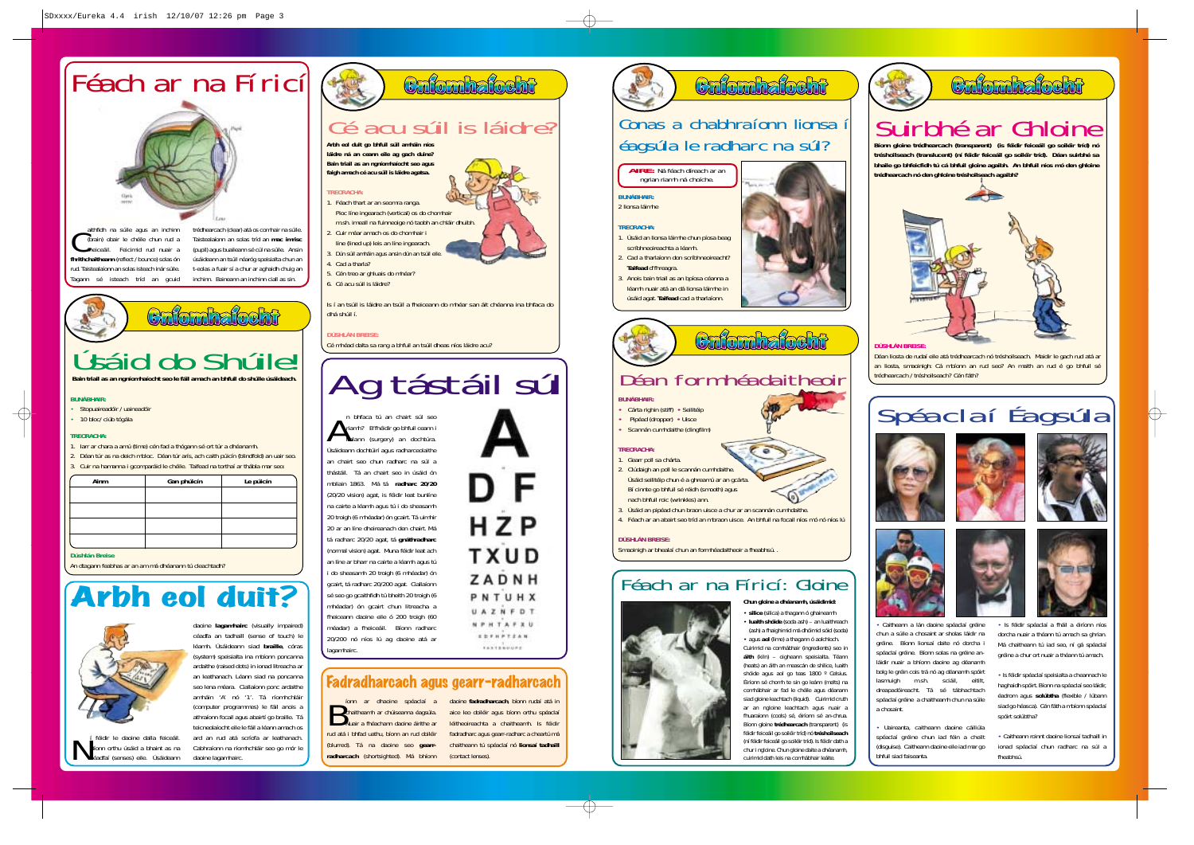# Féach ar na Fíricí

Caithfidh na súile agus an inchinn (brain) obair le chéile chun rud a fheiceáil. Feicimid rud nuair a **fhrithchaitheann** (reflect / bounce) solas ón rud. Taistealaíonn an solas isteach inár súile. Tagann sé isteach tríd an gcuid trédhearcach (clear) atá os comhair na súile. Taistealaíonn an solas tríd an **mac imrisc** (pupil) agus bualeann sé cúl na súile. Ansin úsáideann an tsúil néaróg speisialta chun an t-eolas a fuair sí a chur ar aghaidh chuig an inchinn. Baineann an inchinn ciall as sin.

## Gníomhaíocht

# Úsáid do Shúile!

**Bain triail as an ngníomhaíocht seo le fáil amach an bhfuil do shúile úsáideach.**

**BUNÁBHAIR:**

- Stopuaireadóir / uaineadóir
- 10 bloc/ ciúb tógála

**TREORACHA:**

1. Iarr ar chara a am(a) (time) cén fad a thógann sé ort túr a dhéanamh.
2. Déan túr as na deich mbloc. Déan túr arís, ach caith púicín (blindfold) an uair seo.
3. Cuir na hamanna i gcomparáid le chéile. Taifead na torthaí ar thábla mar seo:

| Ainm | Gan phúicín | Le púicín |
| --- | --- | --- |
| | | |
| | | |
| | | |
| | | |

**Dúshlán Breise**

An dtagann feabhas ar an am má dhéanann tú cleachtadh?

# Arbh eol duit?

Ní féidir le daoine dalla feiceáil. Bíonn orthu úsáid a bhaint as na céadfaí (senses) eile. Úsáideann daoine **lagamhairc** (visually impaired) céadfa an tadhaill (sense of touch) le léamh. Úsáideann siad **braille**, córas (system) speisialta ina mbíonn poncanna ardaithe (raised dots) in ionad litreacha ar an leathanach. Léann siad na poncanna seo lena méara. Gallaíonn ponc ardaithe amháin 'A' nó '1'. Tá ríomhchláir (computer programmes) le fáil anois a athraíonn focail agus abairtí go braille. Tá teicneolaíocht eile le fáil a léann amach os ard an rud atá scríofa ar leathanach. Cabhraíonn na ríomhchláir seo go mór le daoine lagamhairc.

## Gníomhaíocht

# Cé acu súil is láidre?

**Arbh eol duit go bhfuil súil amháin níos láidre ná an ceann eile ag gach duine? Bain triail as an ngníomhaíocht seo agus faigh amach cé acu súil is láidre agatsa.**

**TREORACHA:**

1. Féach thart ar an seomra ranga. Pioc líne ingearach (vertical) os do chomhair m.sh. imeall na fuinneoige nó taobh an chláir dhubh.
2. Cuir méar amach os do chomhair i líne (lined up) leis an líne ingearach.
3. Dún súil amháin agus ansin dún an tsúil eile.
4. Cad a tharla?
5. Cén treo ar ghluais do mhéar?
6. Cé acu súil is láidre?

Is í an tsúil is láidre an tsúil a fheiceann do mhéar san áit chéanna ina bhfaca do dhá shúil í.

**DÚSHLÁN BREISE:**

Cé mhéad dalta sa rang a bhfuil an tsúil dheas níos láidre acu?

# Ag tástáil súl

An bhfaca tú an chairt súl seo riamh? B'fhéidir go bhfuil ceann i clann (surgery) an dochtúra. Úsáideann dochtúirí agus radharceolaithe an chairt seo chun radharc na súl a thástáil. Tá an chairt seo in úsáid ón mbliain 1863. Má tá **radharc 20/20** (20/20 vision) agat, is féidir leat bunlíne na cairte a léamh agus tú i do sheasamh 20 troigh (6 mhéadar) ón gcairt. Tá uimhir 20 ar an líne dheireanach den chairt. Má tá radharc 20/20 agat, tá **gnáthradharc** (normal vision) agat. Muna féidir leat ach an líne ar bharr na cairte a léamh agus tú i do sheasamh 20 troigh (6 mhéadar) ón gcairt, tá radharc 20/200 agat. Ciallaíonn sé seo go gcaithfidh tú bheith 20 troigh (6 mhéadar) ón gcairt chun litreacha a fheiceann daoine eile ó 200 troigh (60 méadar) a fheiceáil. Bíonn radharc 20/200 nó níos lú ag daoine atá ar lagamhairc.

A
D F
H Z P
T X U D
Z A D N H
P N T U H X
U A Z N F D T
N P H T A F X U
E D F H P T Z A N
F A X T E N U P Z

## Fadradharcach agus gearr-radharcach

Bíonn ar dhaoine spéaclaí a chaitheamh ar chúiseanna éagsúla. Uaireanta bíonn daoine áirithe ar **fadradharcach**, bíonn rudaí atá i bhfad uathu, bíonn an rud doiléir (blurred). Tá na daoine seo **gearr-radharcach** (shortsighted). Má bhíonn daoine **fadradharcach**, bíonn rudaí atá in aice leo doiléir agus bíonn orthu spéaclaí léitheoireachta a chaitheamh. Is féidir fadradharc agus gearr-radharc a cheartú má chaitheann tú spéaclaí nó **lionsaí tadhaill** (contact lenses).

## Gníomhaíocht

# Conas a chabhraíonn lionsa í éagsúla le radharc na súl?

**AIRE:** Ná féach díreach ar an ngrian riamh ná choiche.

**BUNÁBHAIR:**

2 lionsa láimhe

**TREORACHA:**

1. Úsáid an lionsa láimhe chun píosa beag scríbhneoireachta a léamh.
2. Cad a tharlaíonn don scríbhneoireacht? **Taifead** d'fhreagra.
3. Anois bain triail as an bpíosa céanna a léamh nuair atá an dá lionsa láimhe in úsáid agat. **Taifead** cad a tharlaíonn.

## Gníomhaíocht

# Déan formhéadaitheoir

**BUNÁBHAIR:**

- Cárta righin (stiff) • Seilitéip
- Pipéad (dropper) • Uisce
- Scannán cumhdaithe (clingfilm)

**TREORACHA:**

1. Gearr poll sa chárta.
2. Clúdaigh an poll le scannán cumhdaithe. Úsáid seilitéip chun é a ghreamú ar an gcárta. Bí cinnte go bhfuil sé réidh (smooth) agus nach bhfuil roic (wrinkles) ann.
3. Úsáid an pipéad chun braon uisce a chur ar an scannán cumhdaithe.
4. Féach ar an abairt seo tríd an mbraon uisce. An bhfuil na focail níos mó nó níos lú

**DÚSHLÁN BREISE:**

Smaoinigh ar bhealaí chun an formhéadaitheoir a fheabhsú.

# Féach ar na Fíricí: Gloine

**Chun gloine a dhéanamh, úsáidimid:**

- **silice** (silica) a thagann ó ghaineamh
- **luaith shóide** (soda ash) – an luaithreach (ash) a fhaighimid má dhóimid sóid (soda)
- agus **aol** (lime) a thagann ó aolchloch.

Cuirimid na comhábhair (ingredients) seo in **áith** (kiln) – oigheann speisialta. Téann (heats) an áith an meascán de shilice, luaith shóide agus aol go teas 1800 ° Celsius. Éiríonn sé chomh te sin go leánn (melts) na comhábhair ar fad le chéile agus déanann siad gloine leachtach (liquid). Cuirimid cruth ar an ngloine leachtach agus nuair a fhuaraíonn (cools) sé, éiríonn sé an-chrua. Bíonn gloine **trédhearcach** (transparent) (is féidir feiceáil go soiléir tríd) nó **tréshoilseach** (ní féidir feiceáil go soiléir tríd). Is féidir dath a chur i ngloine. Chun gloine daite a dhéanamh, cuirimid dath leis na comhábhair leáite.

## Gníomhaíocht

# Suirbhé ar Ghloine

**Bíonn gloine trédhearcach (transparent) (is féidir feiceáil go soiléir tríd) nó tréshoilseach (translucent) (ní féidir feiceáil go soiléir tríd). Déan suirbhé sa bhaile go bhfeicfidh tú cá bhfuil gloine agaibh. An bhfuil níos mó den ghloine trédhearcach nó den ghloine tréshoilseach agaibh?**

**DÚSHLÁN BREISE:**

Déan liosta de rudaí eile atá trédhearcach nó tréshoilseach. Maidir le gach rud atá ar an liosta, smaoinigh: Cá mbíonn an rud seo? An maith an rud é go bhfuil sé trédhearcach / tréshoilseach? Cén fáth?

# Spéaclaí Éagsúla

- Caitheann a lán daoine spéaclaí gréine chun a súile a chosaint ar sholas láidir na gréine. Bíonn lionsaí daite nó dorcha i spéaclaí gréine. Bíonn solas na gréine an-láidir nuair a bhíonn daoine ag déanamh bolg le gréin cois trá nó ag déanamh spóirt lasmuigh m.sh. sciáil, eitilt, dreapadóireacht. Tá sé tábhachtach spéaclaí gréine a chaitheamh chun na súile a chosaint.
- Uaireanta, caitheann daoine cáiliúla spéaclaí gréine chun iad féin a cheilt (disguise). Caitheann daoine eile iad mar go bhfuil siad faiseanta.
- Is féidir spéaclaí a fháil a éiríonn níos dorcha nuair a théann tú amach sa ghrian. Má chaitheann tú iad seo, ní gá spéaclaí gréine a chur ort nuair a théann tú amach.
- Is féidir spéaclaí speisialta a cheannach le haghaidh spóirt. Bíonn na spéaclaí seo láidir, éadrom agus **solúbtha** (flexible / lúbann siad go héasca). Cén fáth a mbíonn spéaclaí spóirt solúbtha?
- Caitheann roinnt daoine lionsaí tadhaill in ionad spéaclaí chun radharc na súl a fheabhsú.